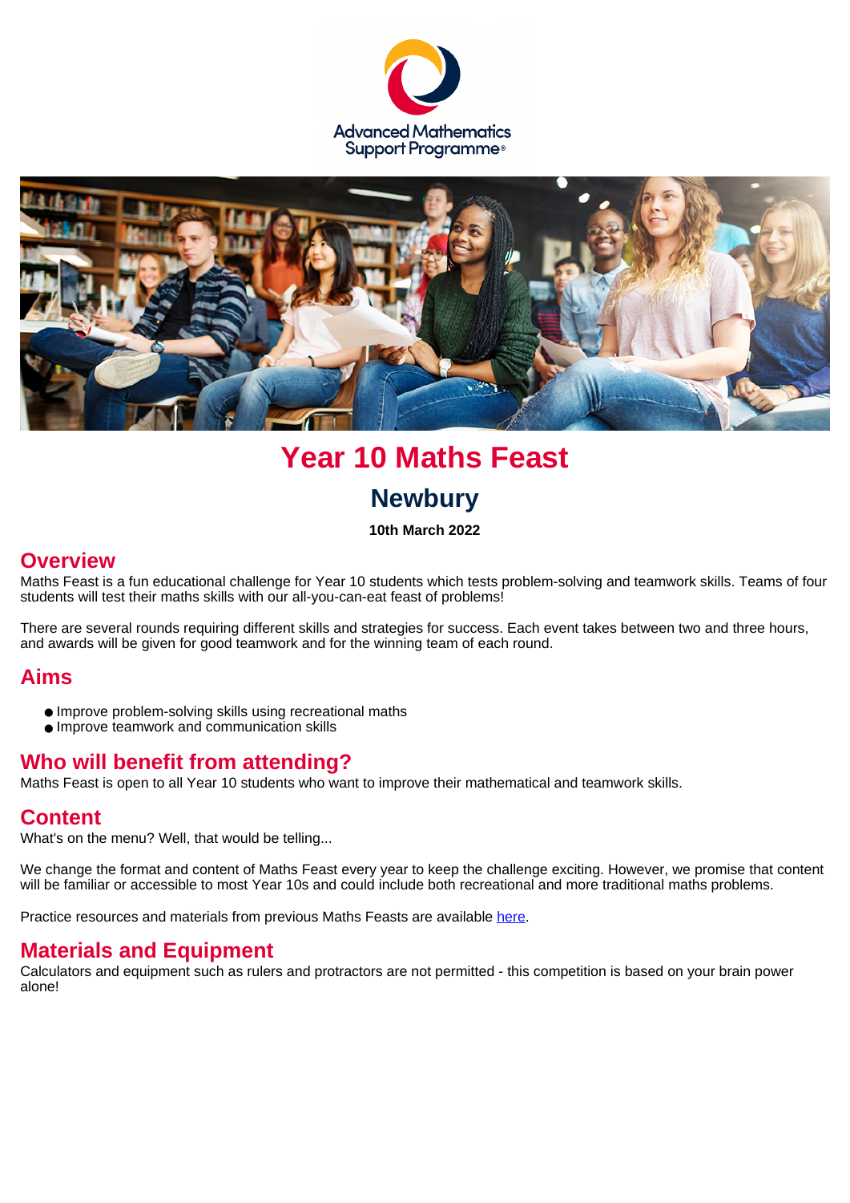Advanced Mathematics Support Programme®

# Year 10 Maths Feast

## Newbury

**10th March 2022**

## Overview

Maths Feast is a fun educational challenge for Year 10 students which tests problem-solving and teamwork skills. Teams of four students will test their maths skills with our all-you-can-eat feast of problems!

There are several rounds requiring different skills and strategies for success. Each event takes between two and three hours, and awards will be given for good teamwork and for the winning team of each round.

## Aims

- Improve problem-solving skills using recreational maths
- Improve teamwork and communication skills

## Who will benefit from attending?

Maths Feast is open to all Year 10 students who want to improve their mathematical and teamwork skills.

## Content

What's on the menu? Well, that would be telling...

We change the format and content of Maths Feast every year to keep the challenge exciting. However, we promise that content will be familiar or accessible to most Year 10s and could include both recreational and more traditional maths problems.

Practice resources and materials from previous Maths Feasts are available here.

## Materials and Equipment

Calculators and equipment such as rulers and protractors are not permitted - this competition is based on your brain power alone!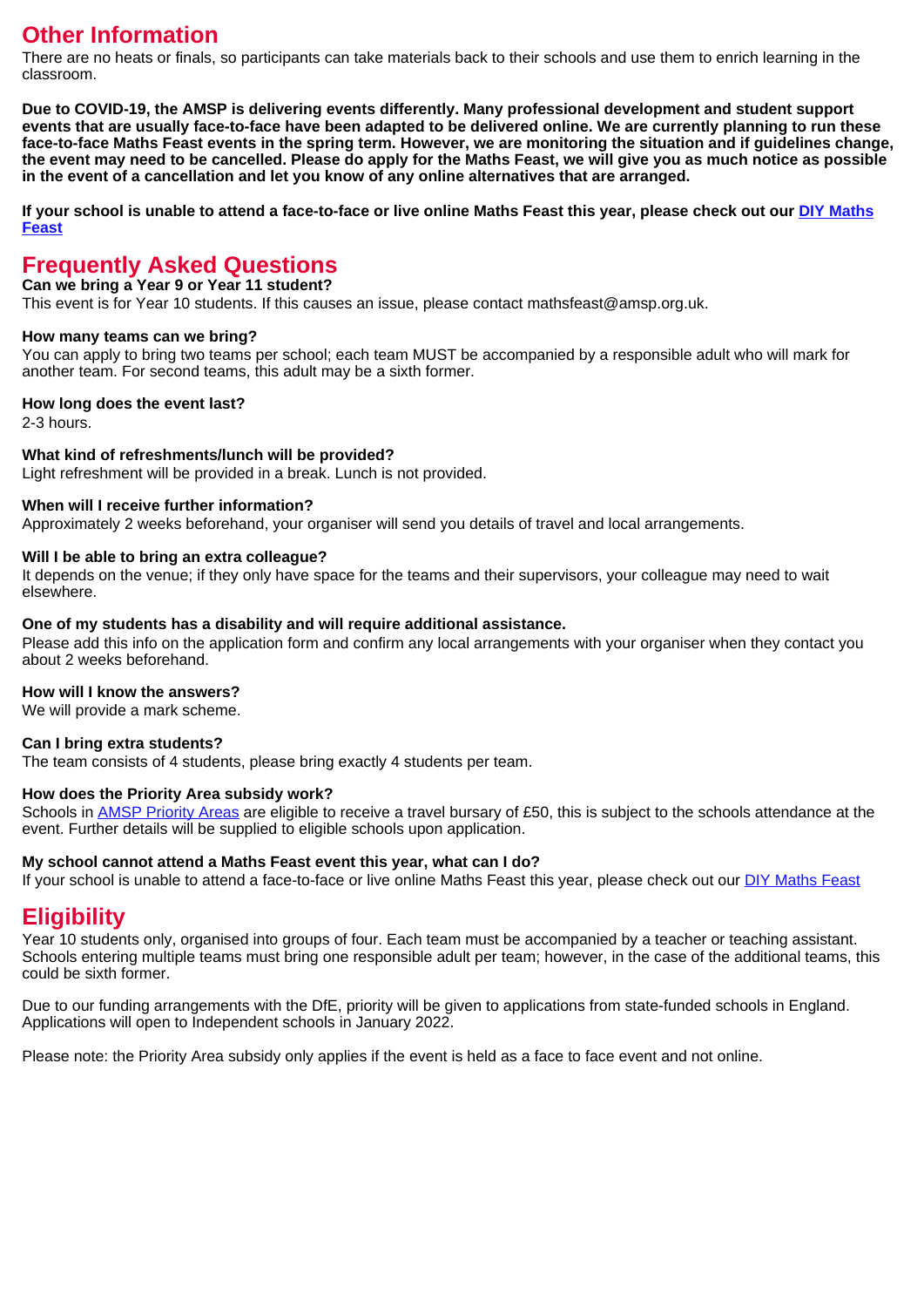## Other Information

There are no heats or finals, so participants can take materials back to their schools and use them to enrich learning in the classroom.

**Due to COVID-19, the AMSP is delivering events differently. Many professional development and student support events that are usually face-to-face have been adapted to be delivered online. We are currently planning to run these face-to-face Maths Feast events in the spring term. However, we are monitoring the situation and if guidelines change, the event may need to be cancelled. Please do apply for the Maths Feast, we will give you as much notice as possible in the event of a cancellation and let you know of any online alternatives that are arranged.**

**If your school is unable to attend a face-to-face or live online Maths Feast this year, please check out our [DIY Maths Feast](DIY Maths Feast)**

## Frequently Asked Questions

**Can we bring a Year 9 or Year 11 student?**
This event is for Year 10 students. If this causes an issue, please contact mathsfeast@amsp.org.uk.

**How many teams can we bring?**
You can apply to bring two teams per school; each team MUST be accompanied by a responsible adult who will mark for another team. For second teams, this adult may be a sixth former.

**How long does the event last?**
2-3 hours.

**What kind of refreshments/lunch will be provided?**
Light refreshment will be provided in a break. Lunch is not provided.

**When will I receive further information?**
Approximately 2 weeks beforehand, your organiser will send you details of travel and local arrangements.

**Will I be able to bring an extra colleague?**
It depends on the venue; if they only have space for the teams and their supervisors, your colleague may need to wait elsewhere.

**One of my students has a disability and will require additional assistance.**
Please add this info on the application form and confirm any local arrangements with your organiser when they contact you about 2 weeks beforehand.

**How will I know the answers?**
We will provide a mark scheme.

**Can I bring extra students?**
The team consists of 4 students, please bring exactly 4 students per team.

**How does the Priority Area subsidy work?**
Schools in AMSP Priority Areas are eligible to receive a travel bursary of £50, this is subject to the schools attendance at the event. Further details will be supplied to eligible schools upon application.

**My school cannot attend a Maths Feast event this year, what can I do?**
If your school is unable to attend a face-to-face or live online Maths Feast this year, please check out our DIY Maths Feast

## Eligibility

Year 10 students only, organised into groups of four. Each team must be accompanied by a teacher or teaching assistant. Schools entering multiple teams must bring one responsible adult per team; however, in the case of the additional teams, this could be sixth former.

Due to our funding arrangements with the DfE, priority will be given to applications from state-funded schools in England. Applications will open to Independent schools in January 2022.

Please note: the Priority Area subsidy only applies if the event is held as a face to face event and not online.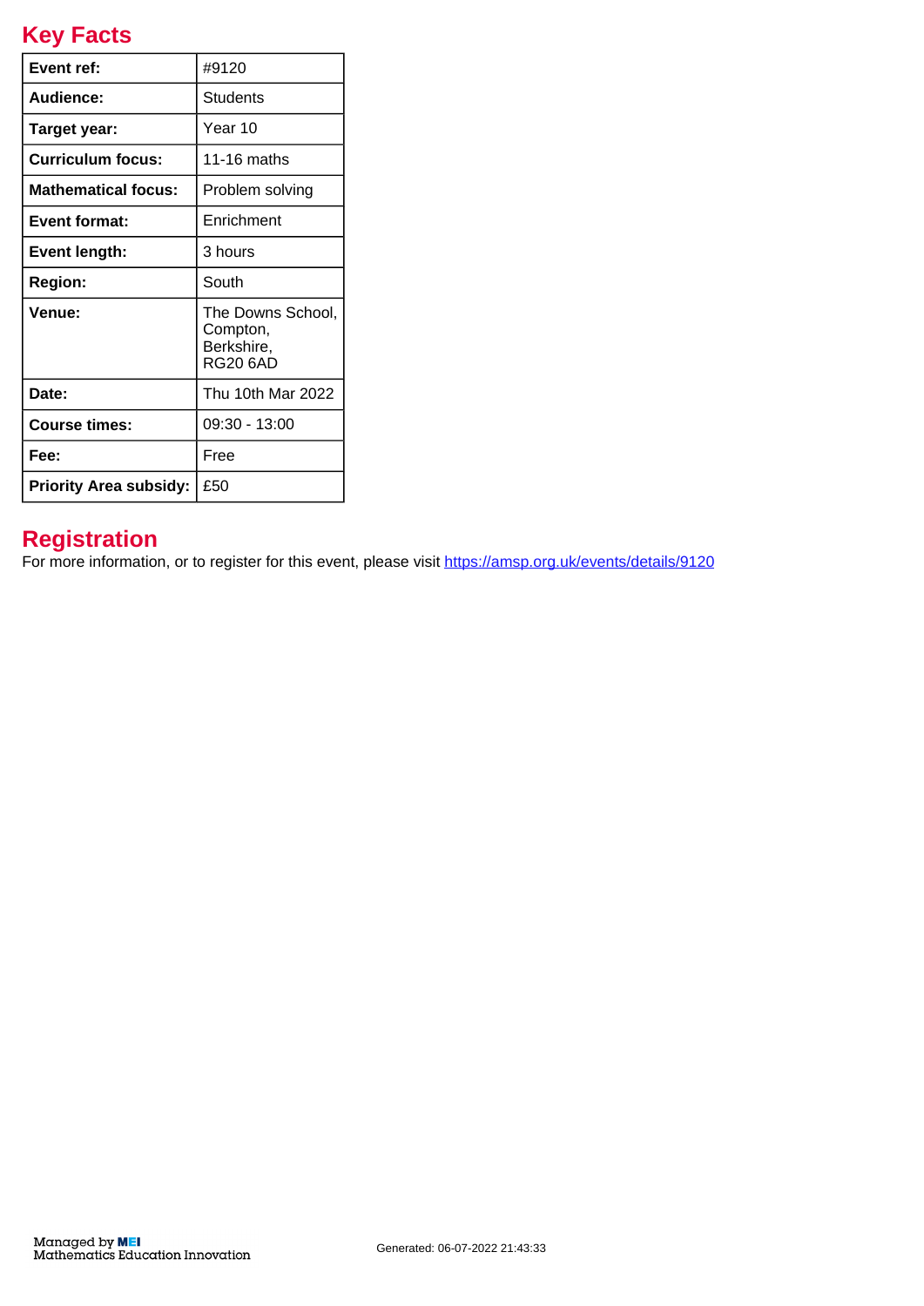## Key Facts

| | |
|---|---|
| **Event ref:** | #9120 |
| **Audience:** | Students |
| **Target year:** | Year 10 |
| **Curriculum focus:** | 11-16 maths |
| **Mathematical focus:** | Problem solving |
| **Event format:** | Enrichment |
| **Event length:** | 3 hours |
| **Region:** | South |
| **Venue:** | The Downs School, Compton, Berkshire, RG20 6AD |
| **Date:** | Thu 10th Mar 2022 |
| **Course times:** | 09:30 - 13:00 |
| **Fee:** | Free |
| **Priority Area subsidy:** | £50 |

## Registration

For more information, or to register for this event, please visit https://amsp.org.uk/events/details/9120